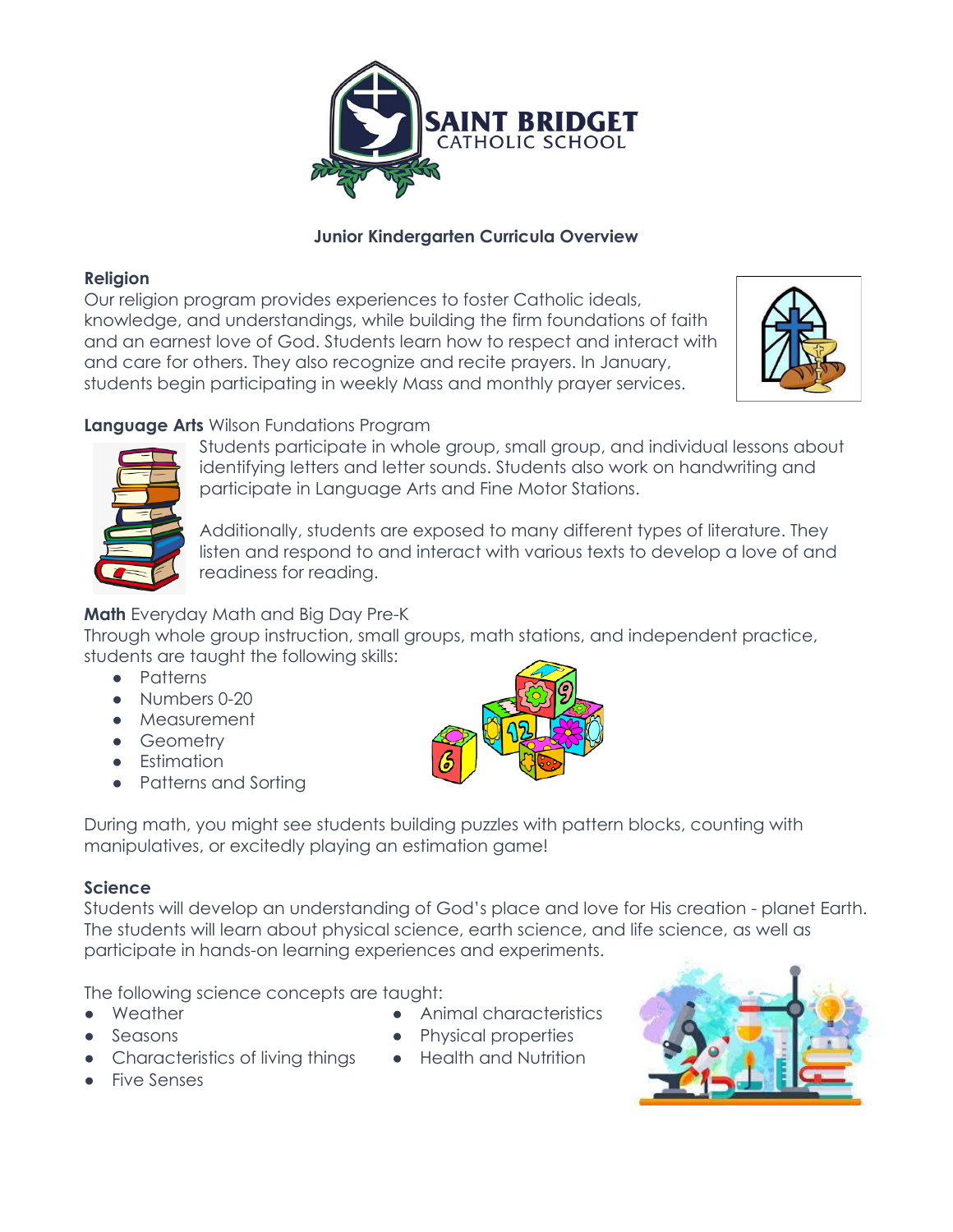**SAINT BRIDGET**
CATHOLIC SCHOOL

## Junior Kindergarten Curricula Overview

### Religion

Our religion program provides experiences to foster Catholic ideals, knowledge, and understandings, while building the firm foundations of faith and an earnest love of God. Students learn how to respect and interact with and care for others. They also recognize and recite prayers. In January, students begin participating in weekly Mass and monthly prayer services.

### Language Arts Wilson Fundations Program

Students participate in whole group, small group, and individual lessons about identifying letters and letter sounds. Students also work on handwriting and participate in Language Arts and Fine Motor Stations.

Additionally, students are exposed to many different types of literature. They listen and respond to and interact with various texts to develop a love of and readiness for reading.

### Math Everyday Math and Big Day Pre-K

Through whole group instruction, small groups, math stations, and independent practice, students are taught the following skills:

- Patterns
- Numbers 0-20
- Measurement
- Geometry
- Estimation
- Patterns and Sorting

During math, you might see students building puzzles with pattern blocks, counting with manipulatives, or excitedly playing an estimation game!

### Science

Students will develop an understanding of God's place and love for His creation - planet Earth. The students will learn about physical science, earth science, and life science, as well as participate in hands-on learning experiences and experiments.

The following science concepts are taught:

- Weather
- Seasons
- Characteristics of living things
- Five Senses
- Animal characteristics
- Physical properties
- Health and Nutrition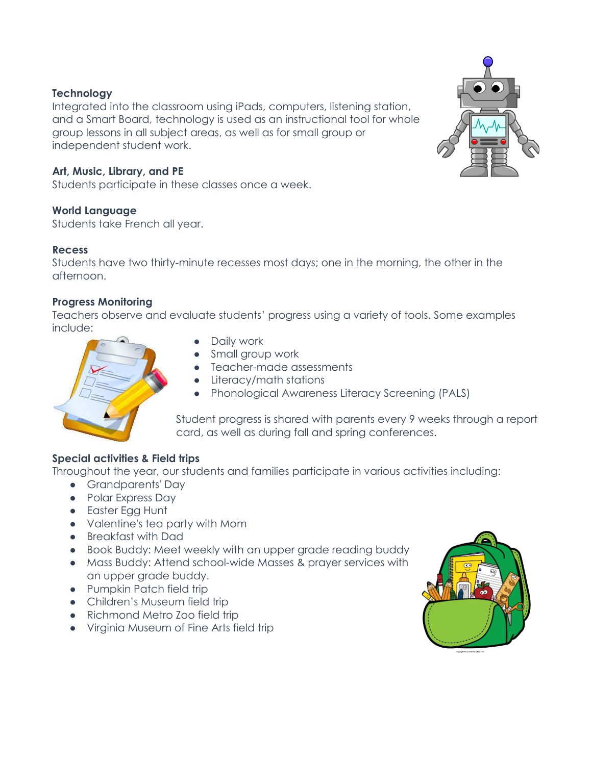**Technology**
Integrated into the classroom using iPads, computers, listening station, and a Smart Board, technology is used as an instructional tool for whole group lessons in all subject areas, as well as for small group or independent student work.

**Art, Music, Library, and PE**
Students participate in these classes once a week.

**World Language**
Students take French all year.

**Recess**
Students have two thirty-minute recesses most days; one in the morning, the other in the afternoon.

**Progress Monitoring**
Teachers observe and evaluate students' progress using a variety of tools. Some examples include:

- Daily work
- Small group work
- Teacher-made assessments
- Literacy/math stations
- Phonological Awareness Literacy Screening (PALS)

Student progress is shared with parents every 9 weeks through a report card, as well as during fall and spring conferences.

**Special activities & Field trips**
Throughout the year, our students and families participate in various activities including:

- Grandparents' Day
- Polar Express Day
- Easter Egg Hunt
- Valentine's tea party with Mom
- Breakfast with Dad
- Book Buddy: Meet weekly with an upper grade reading buddy
- Mass Buddy: Attend school-wide Masses & prayer services with an upper grade buddy.
- Pumpkin Patch field trip
- Children's Museum field trip
- Richmond Metro Zoo field trip
- Virginia Museum of Fine Arts field trip